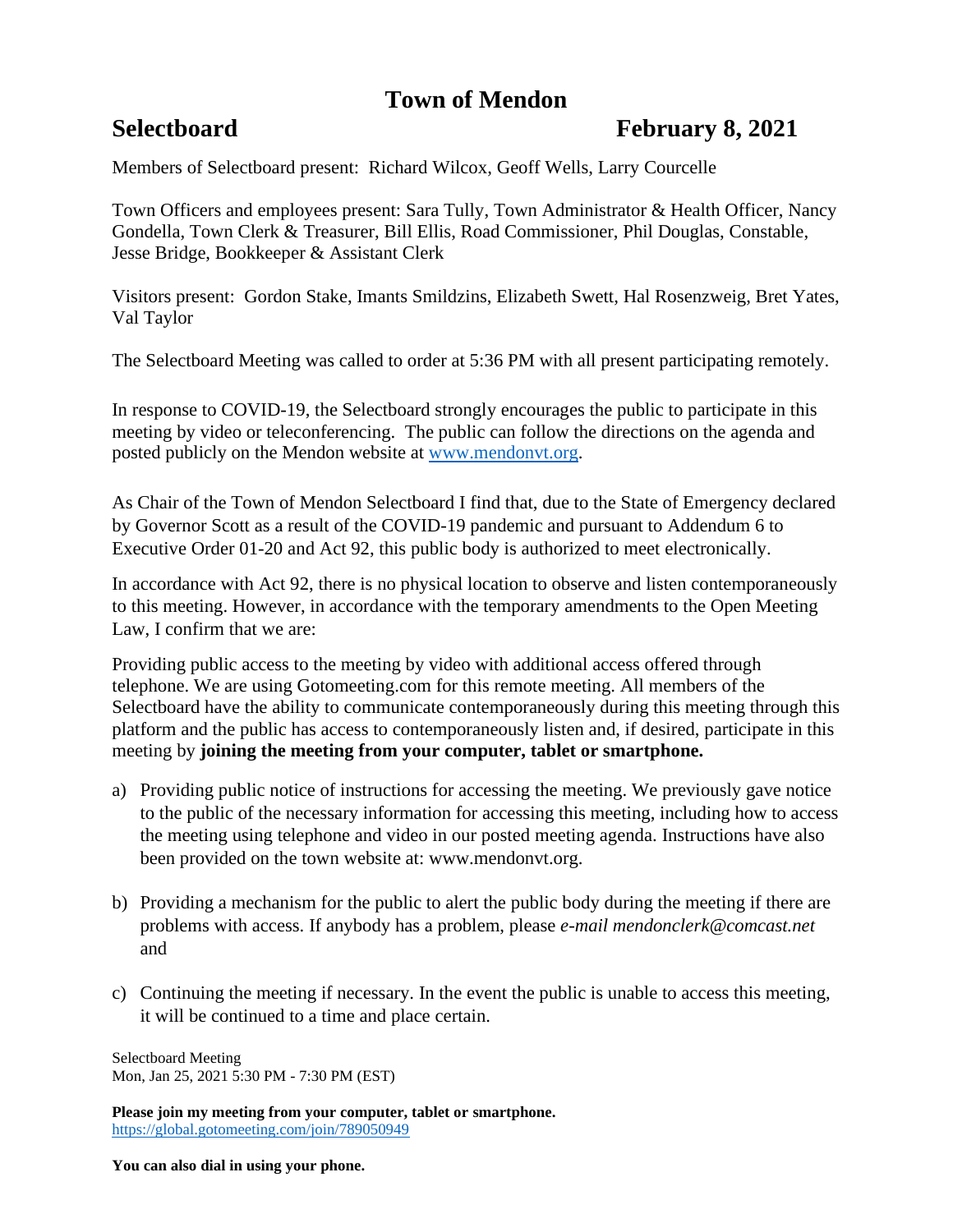# Town of Mendon

## Selectboard February 8, 2021

Members of Selectboard present: Richard Wilcox, Geoff Wells, Larry Courcelle

Town Officers and employees present: Sara Tully, Town Administrator & Health Officer, Nancy Gondella, Town Clerk & Treasurer, Bill Ellis, Road Commissioner, Phil Douglas, Constable, Jesse Bridge, Bookkeeper & Assistant Clerk

Visitors present: Gordon Stake, Imants Smildzins, Elizabeth Swett, Hal Rosenzweig, Bret Yates, Val Taylor

The Selectboard Meeting was called to order at 5:36 PM with all present participating remotely.

In response to COVID-19, the Selectboard strongly encourages the public to participate in this meeting by video or teleconferencing. The public can follow the directions on the agenda and posted publicly on the Mendon website at [www.mendonvt.org](http://www.mendonvt.org).

As Chair of the Town of Mendon Selectboard I find that, due to the State of Emergency declared by Governor Scott as a result of the COVID-19 pandemic and pursuant to Addendum 6 to Executive Order 01-20 and Act 92, this public body is authorized to meet electronically.

In accordance with Act 92, there is no physical location to observe and listen contemporaneously to this meeting. However, in accordance with the temporary amendments to the Open Meeting Law, I confirm that we are:

Providing public access to the meeting by video with additional access offered through telephone. We are using Gotomeeting.com for this remote meeting. All members of the Selectboard have the ability to communicate contemporaneously during this meeting through this platform and the public has access to contemporaneously listen and, if desired, participate in this meeting by **joining the meeting from your computer, tablet or smartphone.**

a) Providing public notice of instructions for accessing the meeting. We previously gave notice to the public of the necessary information for accessing this meeting, including how to access the meeting using telephone and video in our posted meeting agenda. Instructions have also been provided on the town website at: www.mendonvt.org.

b) Providing a mechanism for the public to alert the public body during the meeting if there are problems with access. If anybody has a problem, please *e-mail mendonclerk@comcast.net* and

c) Continuing the meeting if necessary. In the event the public is unable to access this meeting, it will be continued to a time and place certain.

Selectboard Meeting
Mon, Jan 25, 2021 5:30 PM - 7:30 PM (EST)

**Please join my meeting from your computer, tablet or smartphone.**
[https://global.gotomeeting.com/join/789050949](https://global.gotomeeting.com/join/789050949)

**You can also dial in using your phone.**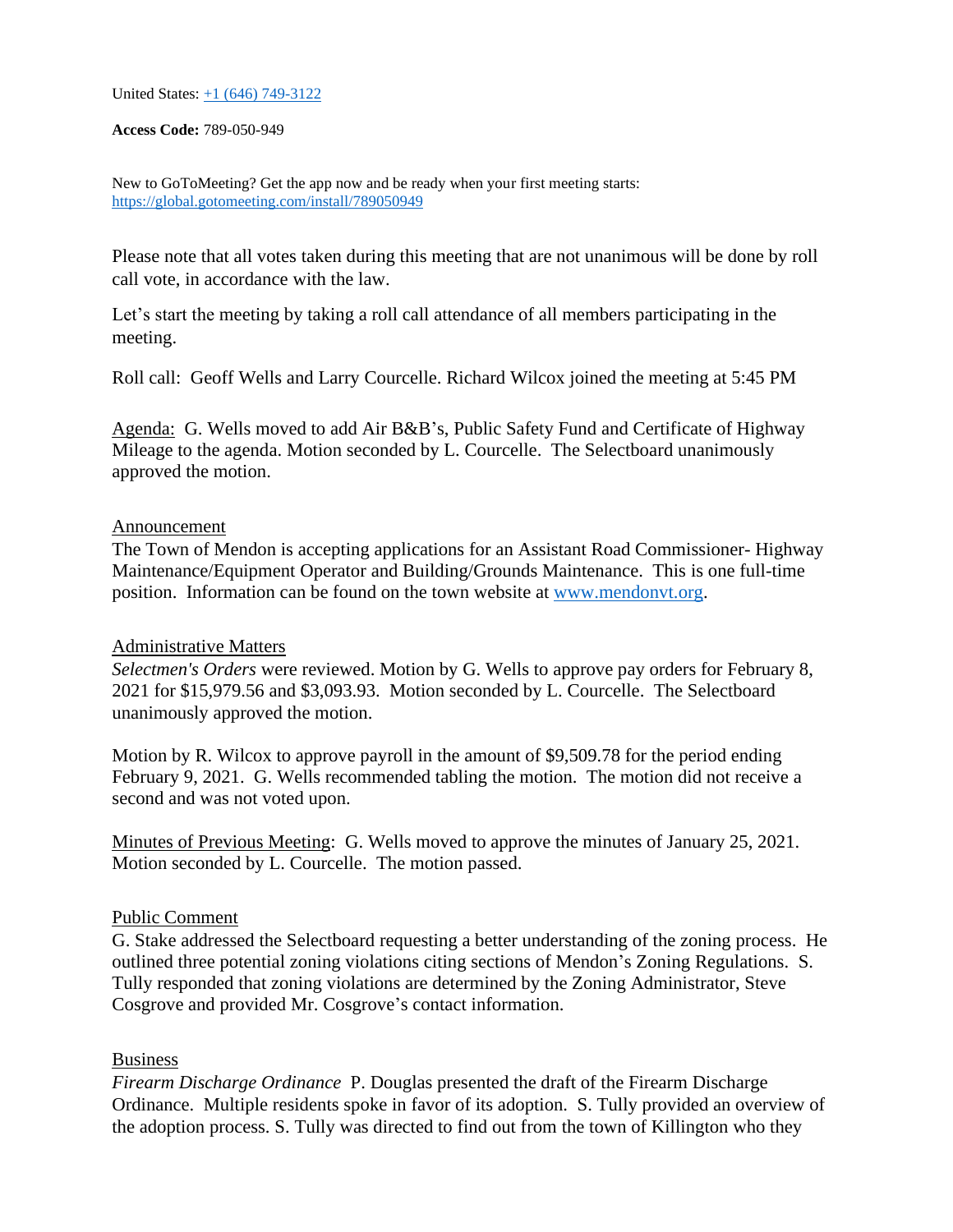United States: +1 (646) 749-3122

**Access Code:** 789-050-949

New to GoToMeeting? Get the app now and be ready when your first meeting starts: https://global.gotomeeting.com/install/789050949

Please note that all votes taken during this meeting that are not unanimous will be done by roll call vote, in accordance with the law.

Let's start the meeting by taking a roll call attendance of all members participating in the meeting.

Roll call: Geoff Wells and Larry Courcelle. Richard Wilcox joined the meeting at 5:45 PM

Agenda: G. Wells moved to add Air B&B's, Public Safety Fund and Certificate of Highway Mileage to the agenda. Motion seconded by L. Courcelle. The Selectboard unanimously approved the motion.

Announcement

The Town of Mendon is accepting applications for an Assistant Road Commissioner- Highway Maintenance/Equipment Operator and Building/Grounds Maintenance. This is one full-time position. Information can be found on the town website at www.mendonvt.org.

Administrative Matters

*Selectmen's Orders* were reviewed. Motion by G. Wells to approve pay orders for February 8, 2021 for $15,979.56 and $3,093.93. Motion seconded by L. Courcelle. The Selectboard unanimously approved the motion.

Motion by R. Wilcox to approve payroll in the amount of $9,509.78 for the period ending February 9, 2021. G. Wells recommended tabling the motion. The motion did not receive a second and was not voted upon.

Minutes of Previous Meeting: G. Wells moved to approve the minutes of January 25, 2021. Motion seconded by L. Courcelle. The motion passed.

Public Comment

G. Stake addressed the Selectboard requesting a better understanding of the zoning process. He outlined three potential zoning violations citing sections of Mendon's Zoning Regulations. S. Tully responded that zoning violations are determined by the Zoning Administrator, Steve Cosgrove and provided Mr. Cosgrove's contact information.

Business

*Firearm Discharge Ordinance* P. Douglas presented the draft of the Firearm Discharge Ordinance. Multiple residents spoke in favor of its adoption. S. Tully provided an overview of the adoption process. S. Tully was directed to find out from the town of Killington who they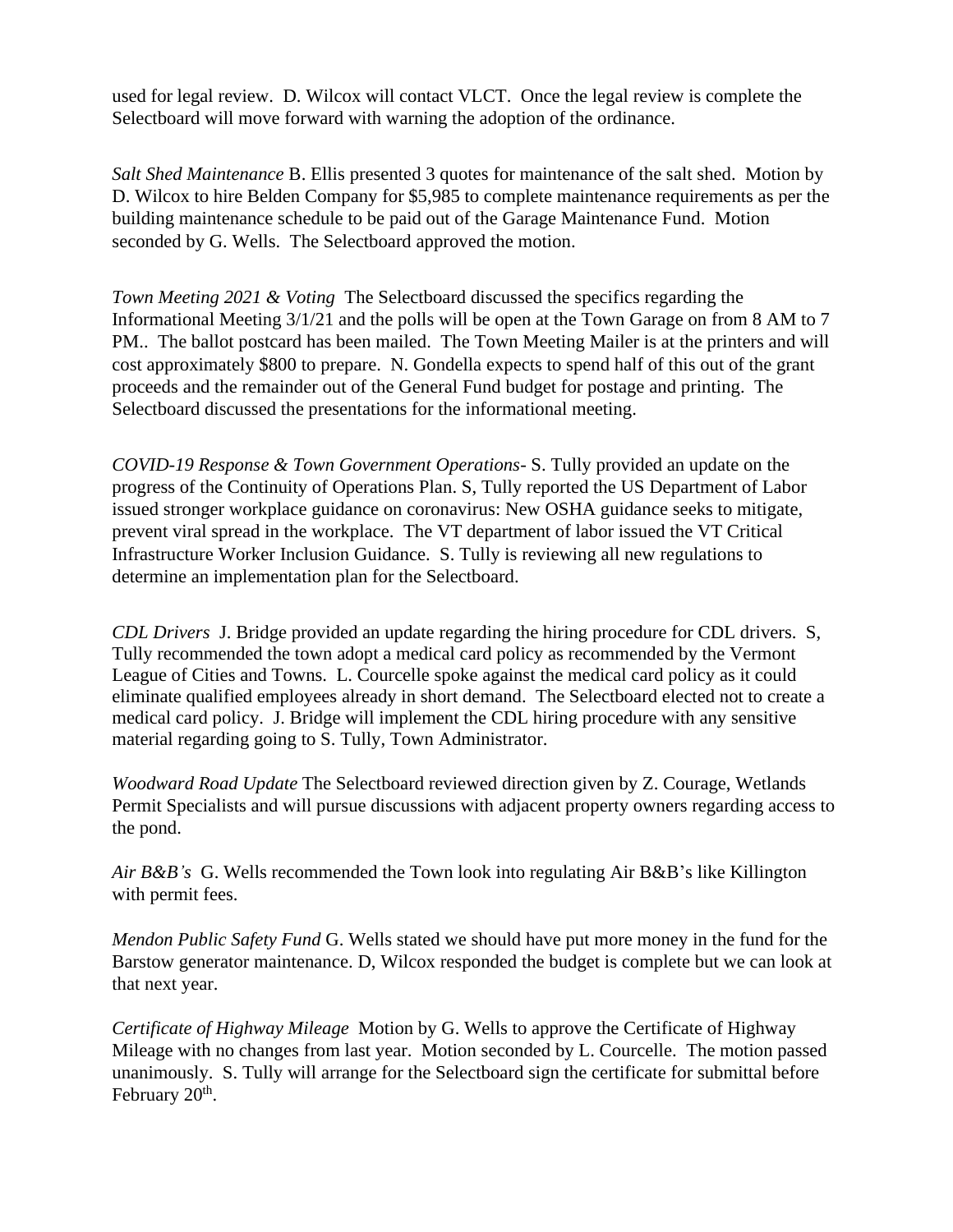used for legal review. D. Wilcox will contact VLCT. Once the legal review is complete the Selectboard will move forward with warning the adoption of the ordinance.

*Salt Shed Maintenance* B. Ellis presented 3 quotes for maintenance of the salt shed. Motion by D. Wilcox to hire Belden Company for $5,985 to complete maintenance requirements as per the building maintenance schedule to be paid out of the Garage Maintenance Fund. Motion seconded by G. Wells. The Selectboard approved the motion.

*Town Meeting 2021 & Voting* The Selectboard discussed the specifics regarding the Informational Meeting 3/1/21 and the polls will be open at the Town Garage on from 8 AM to 7 PM.. The ballot postcard has been mailed. The Town Meeting Mailer is at the printers and will cost approximately $800 to prepare. N. Gondella expects to spend half of this out of the grant proceeds and the remainder out of the General Fund budget for postage and printing. The Selectboard discussed the presentations for the informational meeting.

*COVID-19 Response & Town Government Operations*- S. Tully provided an update on the progress of the Continuity of Operations Plan. S, Tully reported the US Department of Labor issued stronger workplace guidance on coronavirus: New OSHA guidance seeks to mitigate, prevent viral spread in the workplace. The VT department of labor issued the VT Critical Infrastructure Worker Inclusion Guidance. S. Tully is reviewing all new regulations to determine an implementation plan for the Selectboard.

*CDL Drivers* J. Bridge provided an update regarding the hiring procedure for CDL drivers. S, Tully recommended the town adopt a medical card policy as recommended by the Vermont League of Cities and Towns. L. Courcelle spoke against the medical card policy as it could eliminate qualified employees already in short demand. The Selectboard elected not to create a medical card policy. J. Bridge will implement the CDL hiring procedure with any sensitive material regarding going to S. Tully, Town Administrator.

*Woodward Road Update* The Selectboard reviewed direction given by Z. Courage, Wetlands Permit Specialists and will pursue discussions with adjacent property owners regarding access to the pond.

*Air B&B's* G. Wells recommended the Town look into regulating Air B&B's like Killington with permit fees.

*Mendon Public Safety Fund* G. Wells stated we should have put more money in the fund for the Barstow generator maintenance. D, Wilcox responded the budget is complete but we can look at that next year.

*Certificate of Highway Mileage* Motion by G. Wells to approve the Certificate of Highway Mileage with no changes from last year. Motion seconded by L. Courcelle. The motion passed unanimously. S. Tully will arrange for the Selectboard sign the certificate for submittal before February 20th.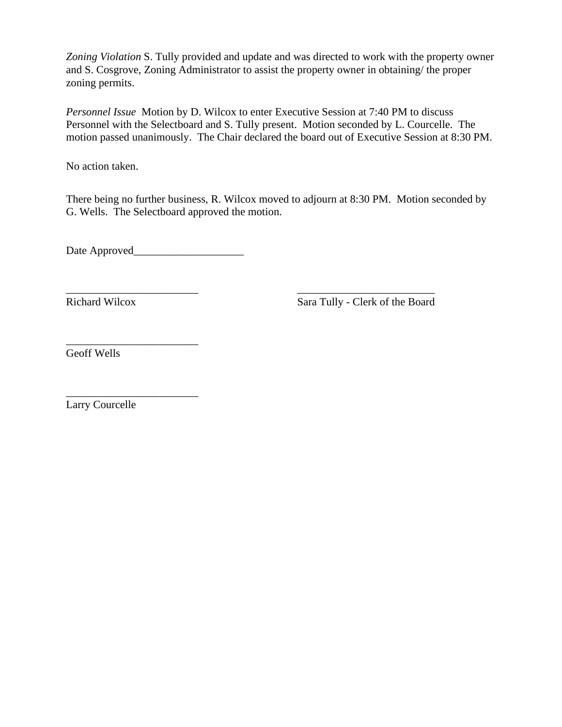*Zoning Violation* S. Tully provided and update and was directed to work with the property owner and S. Cosgrove, Zoning Administrator to assist the property owner in obtaining/ the proper zoning permits.

*Personnel Issue* Motion by D. Wilcox to enter Executive Session at 7:40 PM to discuss Personnel with the Selectboard and S. Tully present. Motion seconded by L. Courcelle. The motion passed unanimously. The Chair declared the board out of Executive Session at 8:30 PM.

No action taken.

There being no further business, R. Wilcox moved to adjourn at 8:30 PM. Motion seconded by G. Wells. The Selectboard approved the motion.

Date Approved____________________

________________________
Richard Wilcox

_________________________
Sara Tully - Clerk of the Board

________________________
Geoff Wells

________________________
Larry Courcelle